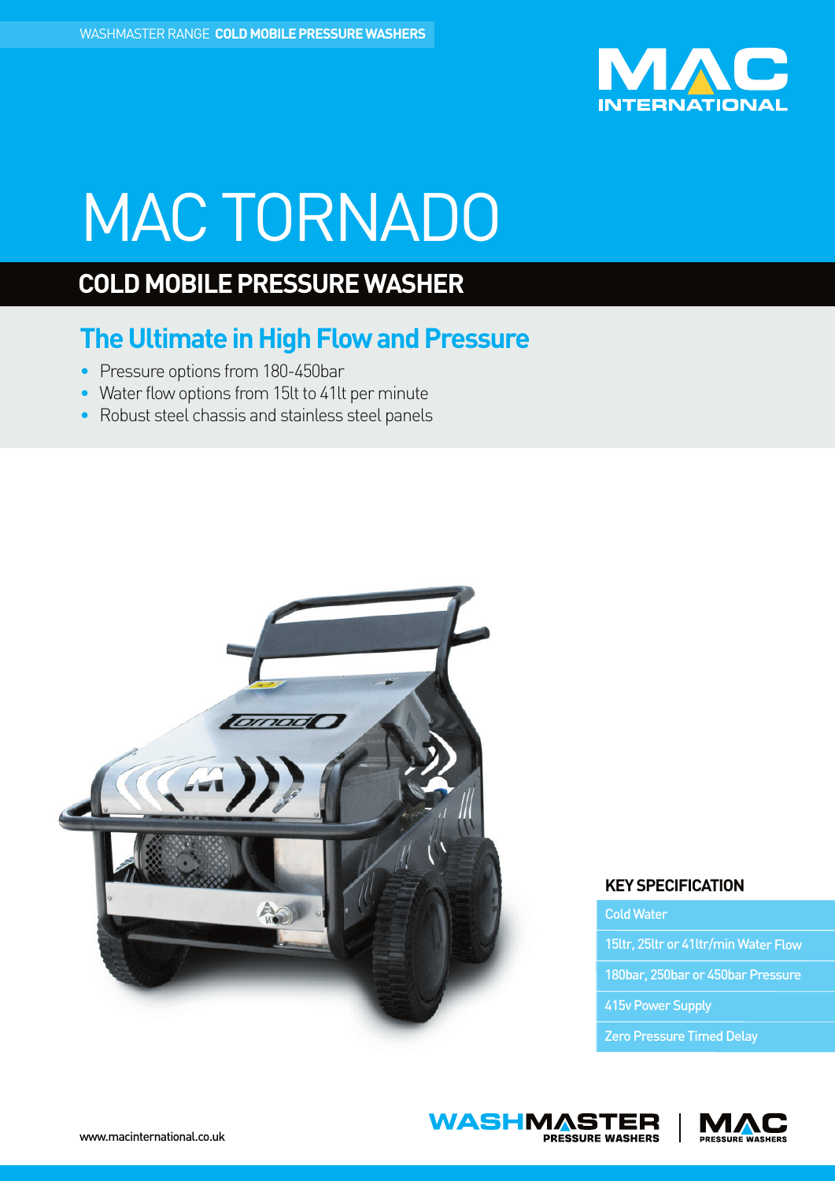WASHMASTER RANGE **COLD MOBILE PRESSURE WASHERS**

# MAC TORNADO

## COLD MOBILE PRESSURE WASHER

### The Ultimate in High Flow and Pressure

- Pressure options from 180-450bar
- Water flow options from 15lt to 41lt per minute
- Robust steel chassis and stainless steel panels

### KEY SPECIFICATION

- Cold Water
- 15ltr, 25ltr or 41ltr/min Water Flow
- 180bar, 250bar or 450bar Pressure
- 415v Power Supply
- Zero Pressure Timed Delay

www.macinternational.co.uk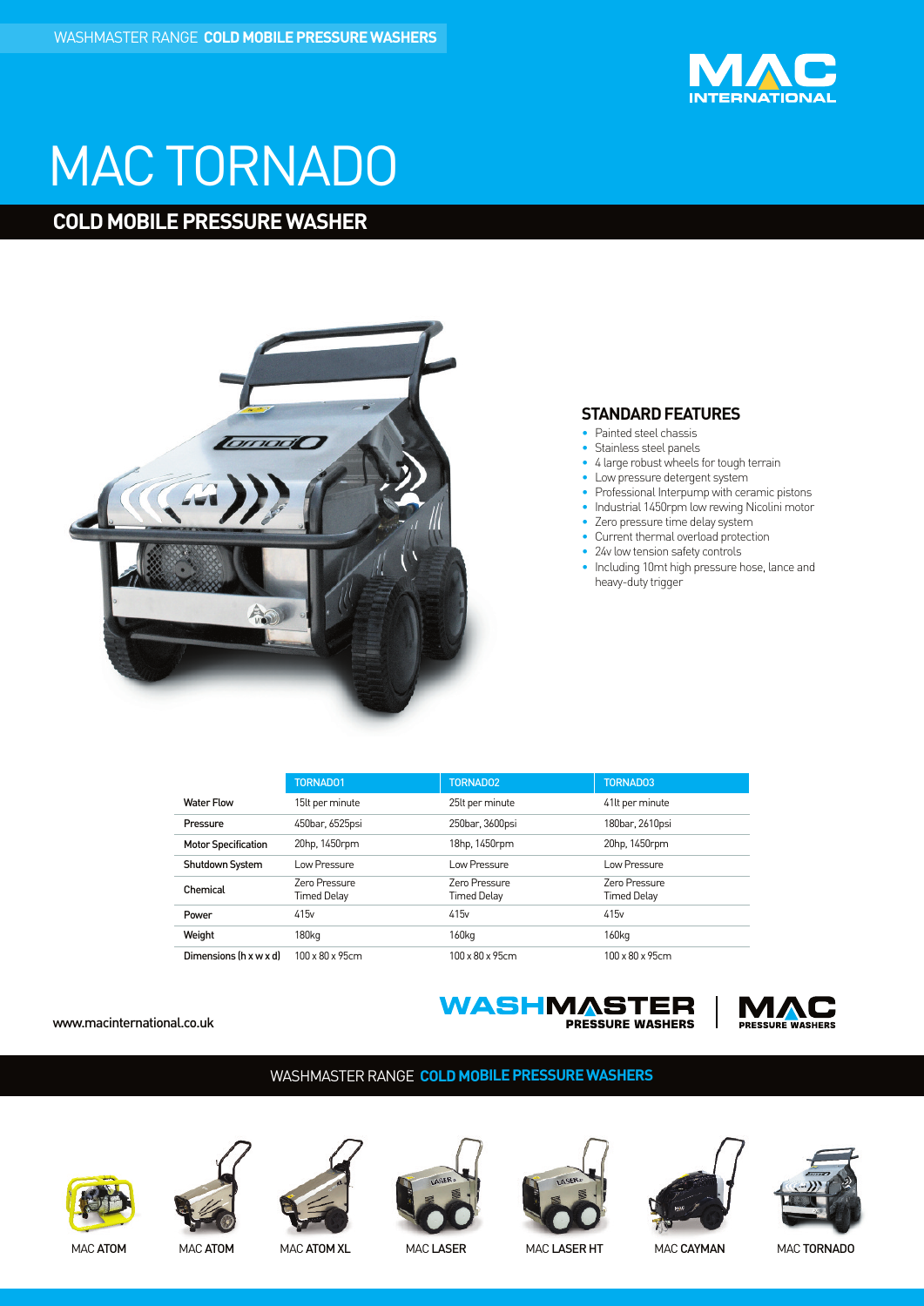WASHMASTER RANGE **COLD MOBILE PRESSURE WASHERS**

# MAC TORNADO

## COLD MOBILE PRESSURE WASHER

### STANDARD FEATURES

- Painted steel chassis
- Stainless steel panels
- 4 large robust wheels for tough terrain
- Low pressure detergent system
- Professional Interpump with ceramic pistons
- Industrial 1450rpm low rewing Nicolini motor
- Zero pressure time delay system
- Current thermal overload protection
- 24v low tension safety controls
- Including 10mt high pressure hose, lance and heavy-duty trigger

| | TORNADO1 | TORNADO2 | TORNADO3 |
|---|---|---|---|
| Water Flow | 15lt per minute | 25lt per minute | 41lt per minute |
| Pressure | 450bar, 6525psi | 250bar, 3600psi | 180bar, 2610psi |
| Motor Specification | 20hp, 1450rpm | 18hp, 1450rpm | 20hp, 1450rpm |
| Shutdown System | Low Pressure | Low Pressure | Low Pressure |
| Chemical | Zero Pressure Timed Delay | Zero Pressure Timed Delay | Zero Pressure Timed Delay |
| Power | 415v | 415v | 415v |
| Weight | 180kg | 160kg | 160kg |
| Dimensions (h x w x d) | 100 x 80 x 95cm | 100 x 80 x 95cm | 100 x 80 x 95cm |

www.macinternational.co.uk

WASHMASTER RANGE **COLD MOBILE PRESSURE WASHERS**

MAC **ATOM** | MAC **ATOM** | MAC **ATOM XL** | MAC **LASER** | MAC **LASER HT** | MAC **CAYMAN** | MAC **TORNADO**